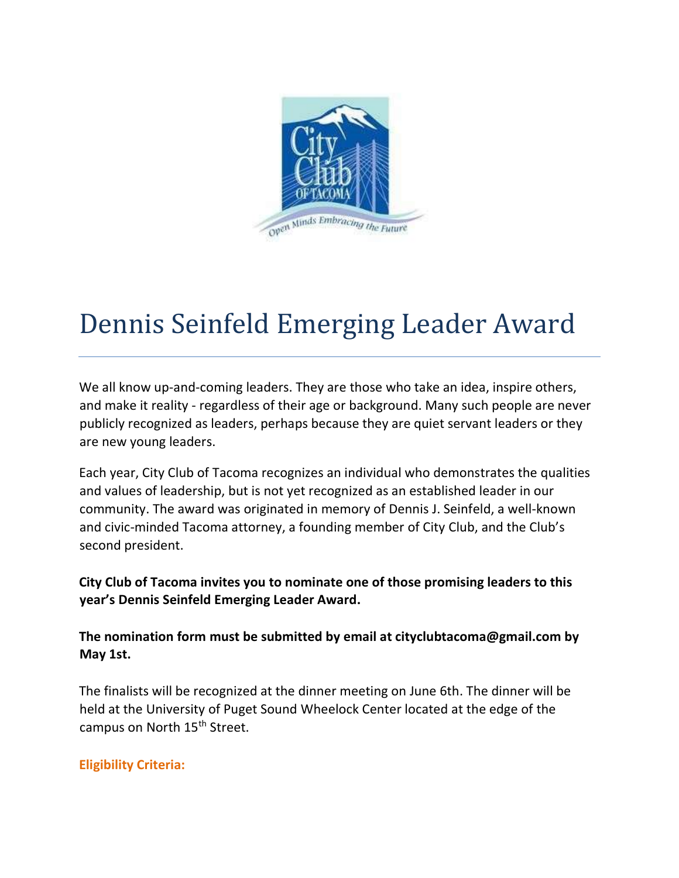# Dennis Seinfeld Emerging Leader Award

We all know up-and-coming leaders. They are those who take an idea, inspire others, and make it reality - regardless of their age or background. Many such people are never publicly recognized as leaders, perhaps because they are quiet servant leaders or they are new young leaders.

Each year, City Club of Tacoma recognizes an individual who demonstrates the qualities and values of leadership, but is not yet recognized as an established leader in our community. The award was originated in memory of Dennis J. Seinfeld, a well-known and civic-minded Tacoma attorney, a founding member of City Club, and the Club's second president.

**City Club of Tacoma invites you to nominate one of those promising leaders to this year's Dennis Seinfeld Emerging Leader Award.**

**The nomination form must be submitted by email at cityclubtacoma@gmail.com by May 1st.**

The finalists will be recognized at the dinner meeting on June 6th. The dinner will be held at the University of Puget Sound Wheelock Center located at the edge of the campus on North 15th Street.

**Eligibility Criteria:**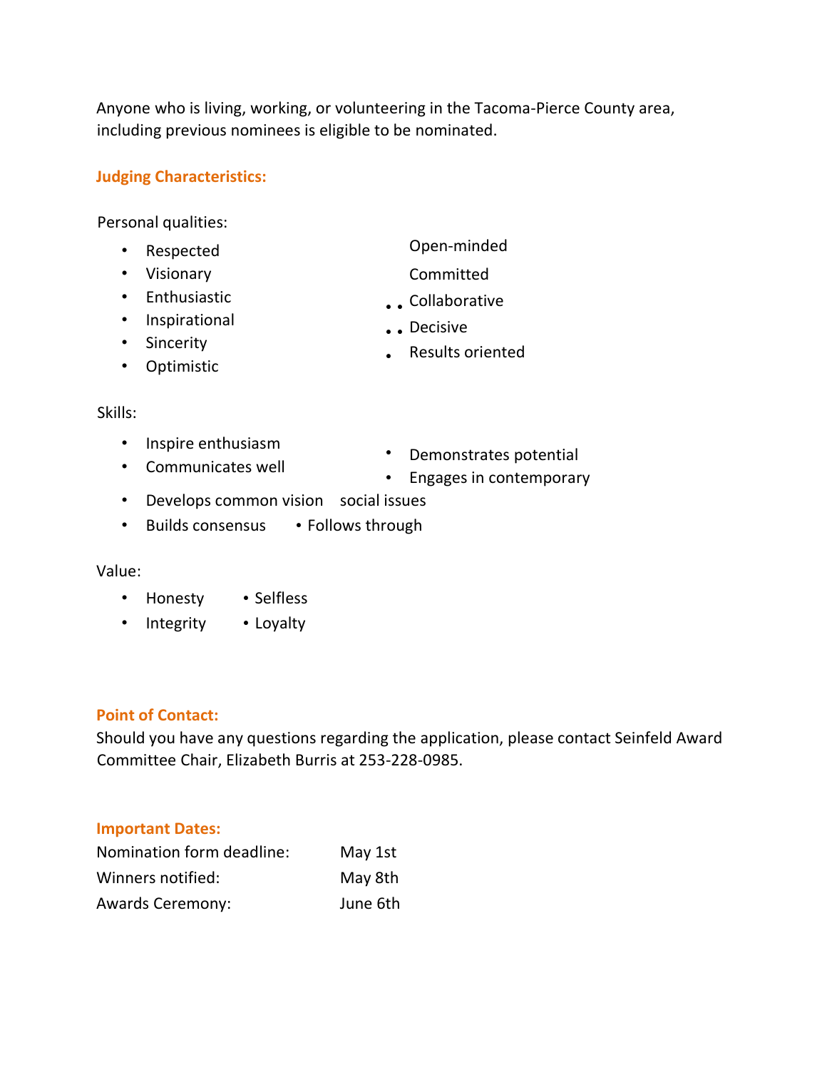Anyone who is living, working, or volunteering in the Tacoma-Pierce County area, including previous nominees is eligible to be nominated.

## Judging Characteristics:

Personal qualities:

- Respected
- Visionary
- Enthusiastic
- Inspirational
- Sincerity
- Optimistic
- Open-minded
- Committed
- Collaborative
- Decisive
- Results oriented

Skills:

- Inspire enthusiasm
- Communicates well
- Develops common vision
- Builds consensus
- Demonstrates potential
- Engages in contemporary social issues
- Follows through

Value:

- Honesty
- Integrity
- Selfless
- Loyalty

## Point of Contact:

Should you have any questions regarding the application, please contact Seinfeld Award Committee Chair, Elizabeth Burris at 253-228-0985.

## Important Dates:

| | |
|---|---|
| Nomination form deadline: | May 1st |
| Winners notified: | May 8th |
| Awards Ceremony: | June 6th |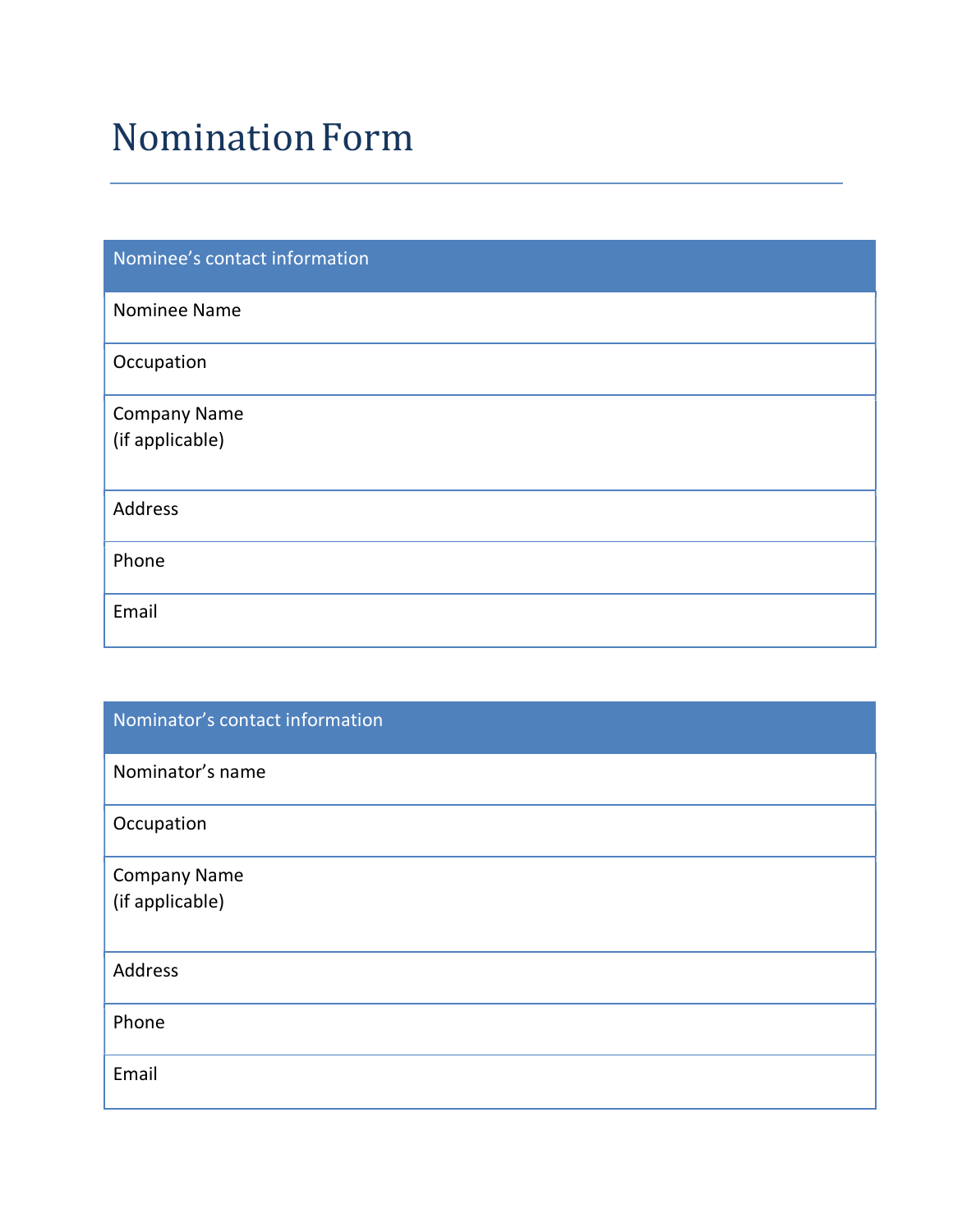# Nomination Form

| Nominee's contact information | |
|---|---|
| Nominee Name | |
| Occupation | |
| Company Name (if applicable) | |
| Address | |
| Phone | |
| Email | |

| Nominator's contact information | |
|---|---|
| Nominator's name | |
| Occupation | |
| Company Name (if applicable) | |
| Address | |
| Phone | |
| Email | |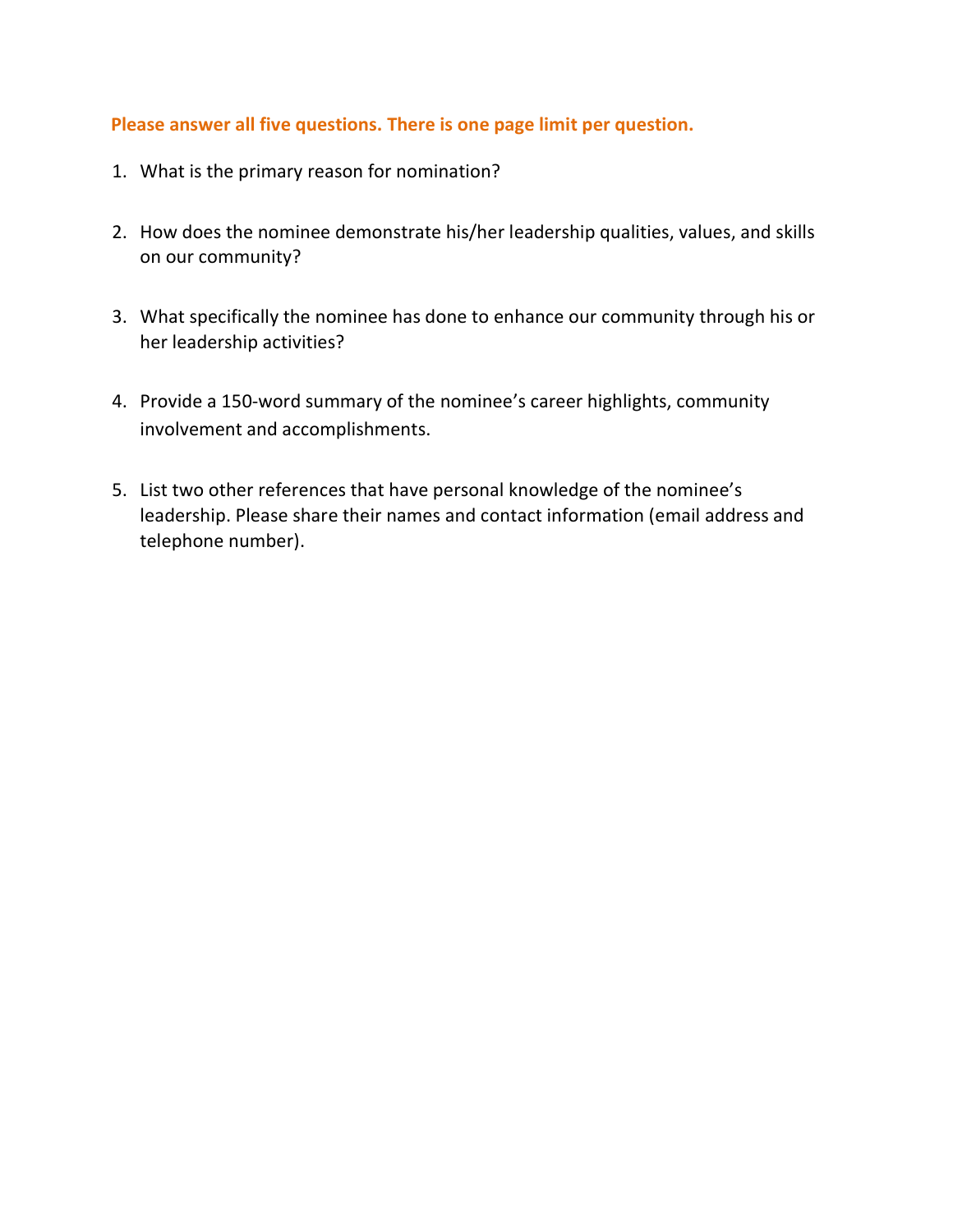**Please answer all five questions. There is one page limit per question.**

1. What is the primary reason for nomination?

2. How does the nominee demonstrate his/her leadership qualities, values, and skills on our community?

3. What specifically the nominee has done to enhance our community through his or her leadership activities?

4. Provide a 150-word summary of the nominee's career highlights, community involvement and accomplishments.

5. List two other references that have personal knowledge of the nominee's leadership. Please share their names and contact information (email address and telephone number).